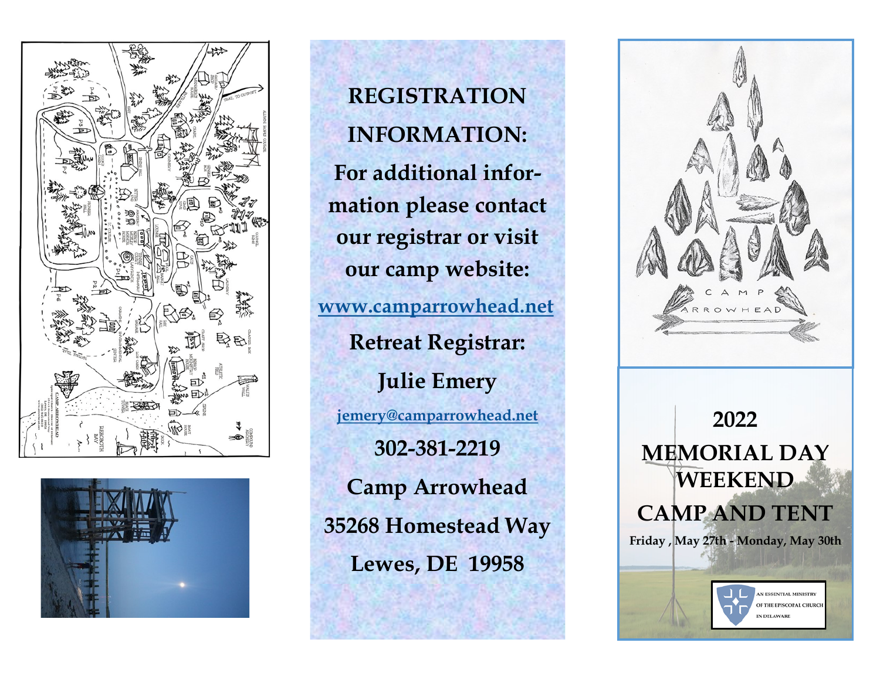## REGISTRATION INFORMATION:

For additional information please contact our registrar or visit our camp website:

[www.camparrowhead.net](http://www.camparrowhead.net)

**Retreat Registrar:**

**Julie Emery**

[jemery@camparrowhead.net](mailto:jemery@camparrowhead.net)

**302-381-2219**

**Camp Arrowhead**

**35268 Homestead Way**

**Lewes, DE 19958**

CAMP ARROWHEAD

# 2022 MEMORIAL DAY WEEKEND CAMP AND TENT

**Friday , May 27th - Monday, May 30th**

AN ESSENTIAL MINISTRY OF THE EPISCOPAL CHURCH IN DELAWARE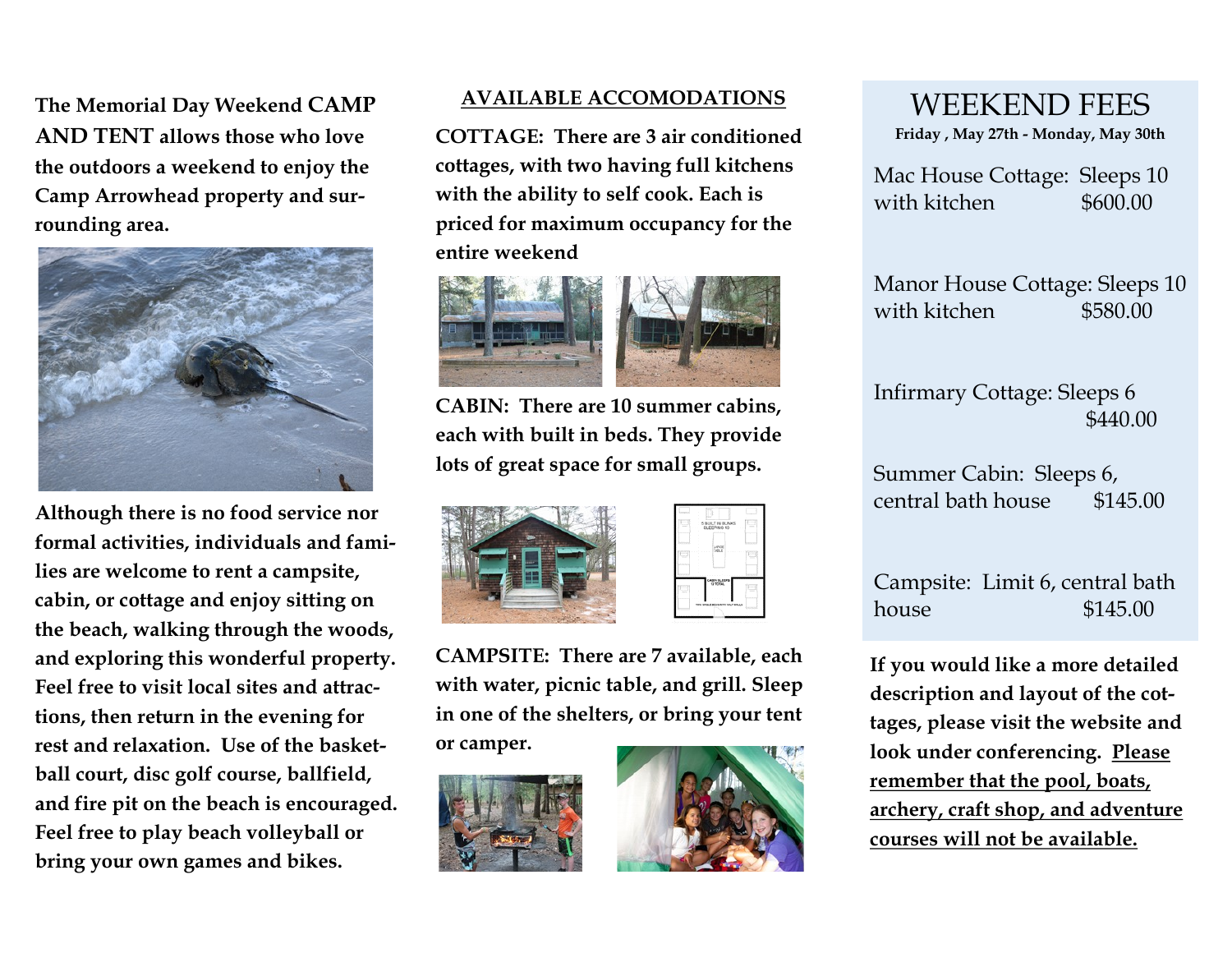**The Memorial Day Weekend CAMP AND TENT allows those who love the outdoors a weekend to enjoy the Camp Arrowhead property and surrounding area.**

**Although there is no food service nor formal activities, individuals and families are welcome to rent a campsite, cabin, or cottage and enjoy sitting on the beach, walking through the woods, and exploring this wonderful property. Feel free to visit local sites and attractions, then return in the evening for rest and relaxation. Use of the basketball court, disc golf course, ballfield, and fire pit on the beach is encouraged. Feel free to play beach volleyball or bring your own games and bikes.**

## AVAILABLE ACCOMODATIONS

**COTTAGE: There are 3 air conditioned cottages, with two having full kitchens with the ability to self cook. Each is priced for maximum occupancy for the entire weekend**

**CABIN: There are 10 summer cabins, each with built in beds. They provide lots of great space for small groups.**

**CAMPSITE: There are 7 available, each with water, picnic table, and grill. Sleep in one of the shelters, or bring your tent or camper.**

# WEEKEND FEES

**Friday , May 27th - Monday, May 30th**

Mac House Cottage: Sleeps 10 with kitchen $600.00

Manor House Cottage: Sleeps 10 with kitchen $580.00

Infirmary Cottage: Sleeps 6 $440.00

Summer Cabin: Sleeps 6, central bath house $145.00

Campsite: Limit 6, central bath house $145.00

**If you would like a more detailed description and layout of the cottages, please visit the website and look under conferencing. Please remember that the pool, boats, archery, craft shop, and adventure courses will not be available.**